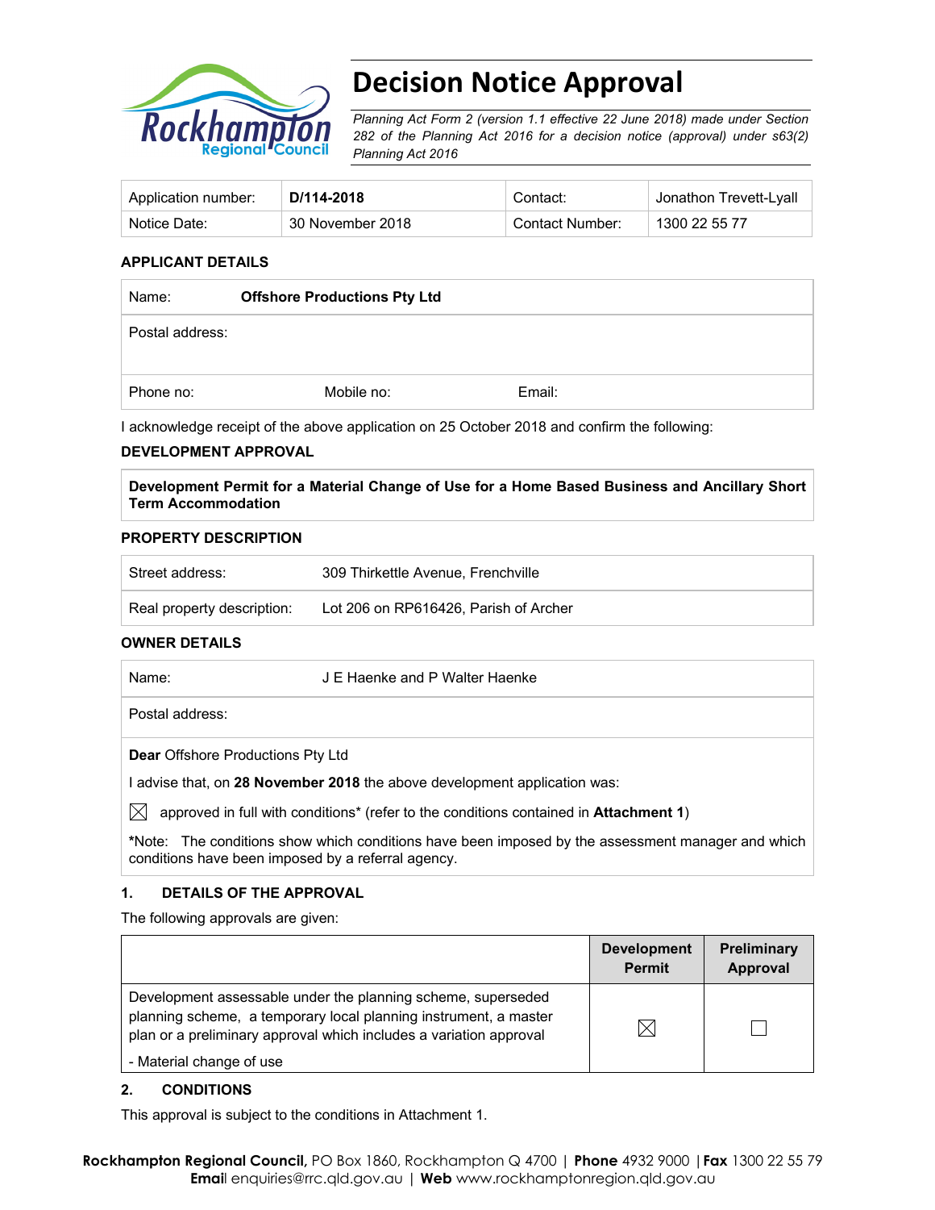# Decision Notice Approval

*Planning Act Form 2 (version 1.1 effective 22 June 2018) made under Section 282 of the Planning Act 2016 for a decision notice (approval) under s63(2) Planning Act 2016*

| Application number: | **D/114-2018** | Contact: | Jonathon Trevett-Lyall |
|---|---|---|---|
| Notice Date: | 30 November 2018 | Contact Number: | 1300 22 55 77 |

**APPLICANT DETAILS**

| Name: | **Offshore Productions Pty Ltd** | |
|---|---|---|
| Postal address: | | |
| Phone no: | Mobile no: | Email: |

I acknowledge receipt of the above application on 25 October 2018 and confirm the following:

**DEVELOPMENT APPROVAL**

**Development Permit for a Material Change of Use for a Home Based Business and Ancillary Short Term Accommodation**

**PROPERTY DESCRIPTION**

| Street address: | 309 Thirkettle Avenue, Frenchville |
|---|---|
| Real property description: | Lot 206 on RP616426, Parish of Archer |

**OWNER DETAILS**

| Name: | J E Haenke and P Walter Haenke |
|---|---|
| Postal address: | |

**Dear** Offshore Productions Pty Ltd

I advise that, on **28 November 2018** the above development application was:

☒ approved in full with conditions* (refer to the conditions contained in **Attachment 1**)

***Note:** The conditions show which conditions have been imposed by the assessment manager and which conditions have been imposed by a referral agency.

### 1. DETAILS OF THE APPROVAL

The following approvals are given:

| | Development Permit | Preliminary Approval |
|---|---|---|
| Development assessable under the planning scheme, superseded planning scheme, a temporary local planning instrument, a master plan or a preliminary approval which includes a variation approval<br>- Material change of use | ☒ | ☐ |

### 2. CONDITIONS

This approval is subject to the conditions in Attachment 1.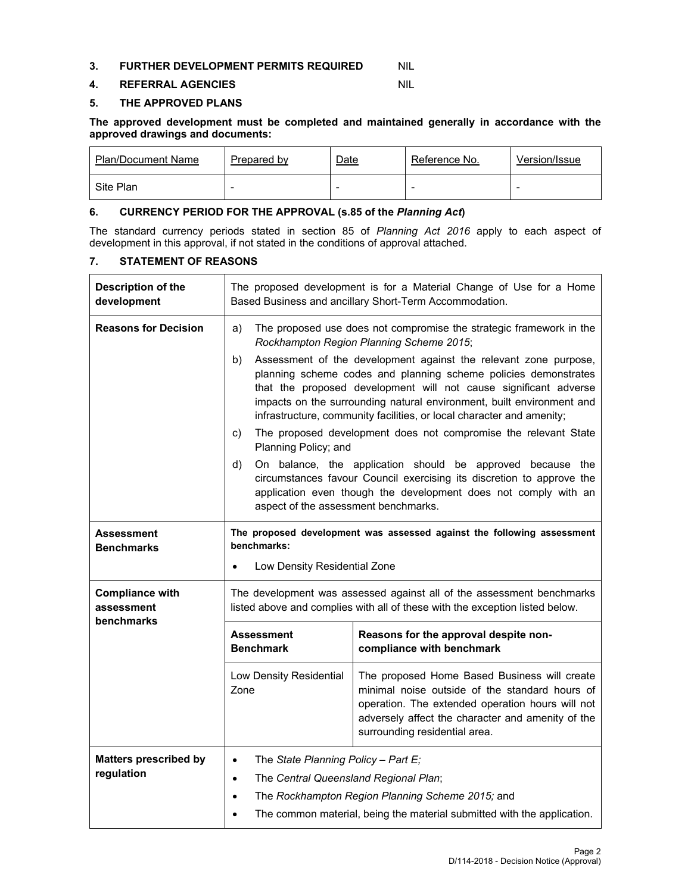## 3. FURTHER DEVELOPMENT PERMITS REQUIRED NIL

## 4. REFERRAL AGENCIES NIL

## 5. THE APPROVED PLANS

**The approved development must be completed and maintained generally in accordance with the approved drawings and documents:**

| Plan/Document Name | Prepared by | Date | Reference No. | Version/Issue |
|---|---|---|---|---|
| Site Plan | - | - | - | - |

## 6. CURRENCY PERIOD FOR THE APPROVAL (s.85 of the *Planning Act*)

The standard currency periods stated in section 85 of *Planning Act 2016* apply to each aspect of development in this approval, if not stated in the conditions of approval attached.

## 7. STATEMENT OF REASONS

| | | |
|---|---|---|
| **Description of the development** | The proposed development is for a Material Change of Use for a Home Based Business and ancillary Short-Term Accommodation. | |
| **Reasons for Decision** | a) The proposed use does not compromise the strategic framework in the *Rockhampton Region Planning Scheme 2015*;<br>b) Assessment of the development against the relevant zone purpose, planning scheme codes and planning scheme policies demonstrates that the proposed development will not cause significant adverse impacts on the surrounding natural environment, built environment and infrastructure, community facilities, or local character and amenity;<br>c) The proposed development does not compromise the relevant State Planning Policy; and<br>d) On balance, the application should be approved because the circumstances favour Council exercising its discretion to approve the application even though the development does not comply with an aspect of the assessment benchmarks. | |
| **Assessment Benchmarks** | **The proposed development was assessed against the following assessment benchmarks:**<br>• Low Density Residential Zone | |
| **Compliance with assessment benchmarks** | The development was assessed against all of the assessment benchmarks listed above and complies with all of these with the exception listed below. | |
| | **Assessment Benchmark** | **Reasons for the approval despite non-compliance with benchmark** |
| | Low Density Residential Zone | The proposed Home Based Business will create minimal noise outside of the standard hours of operation. The extended operation hours will not adversely affect the character and amenity of the surrounding residential area. |
| **Matters prescribed by regulation** | • The *State Planning Policy – Part E;*<br>• The *Central Queensland Regional Plan*;<br>• The *Rockhampton Region Planning Scheme 2015;* and<br>• The common material, being the material submitted with the application. | |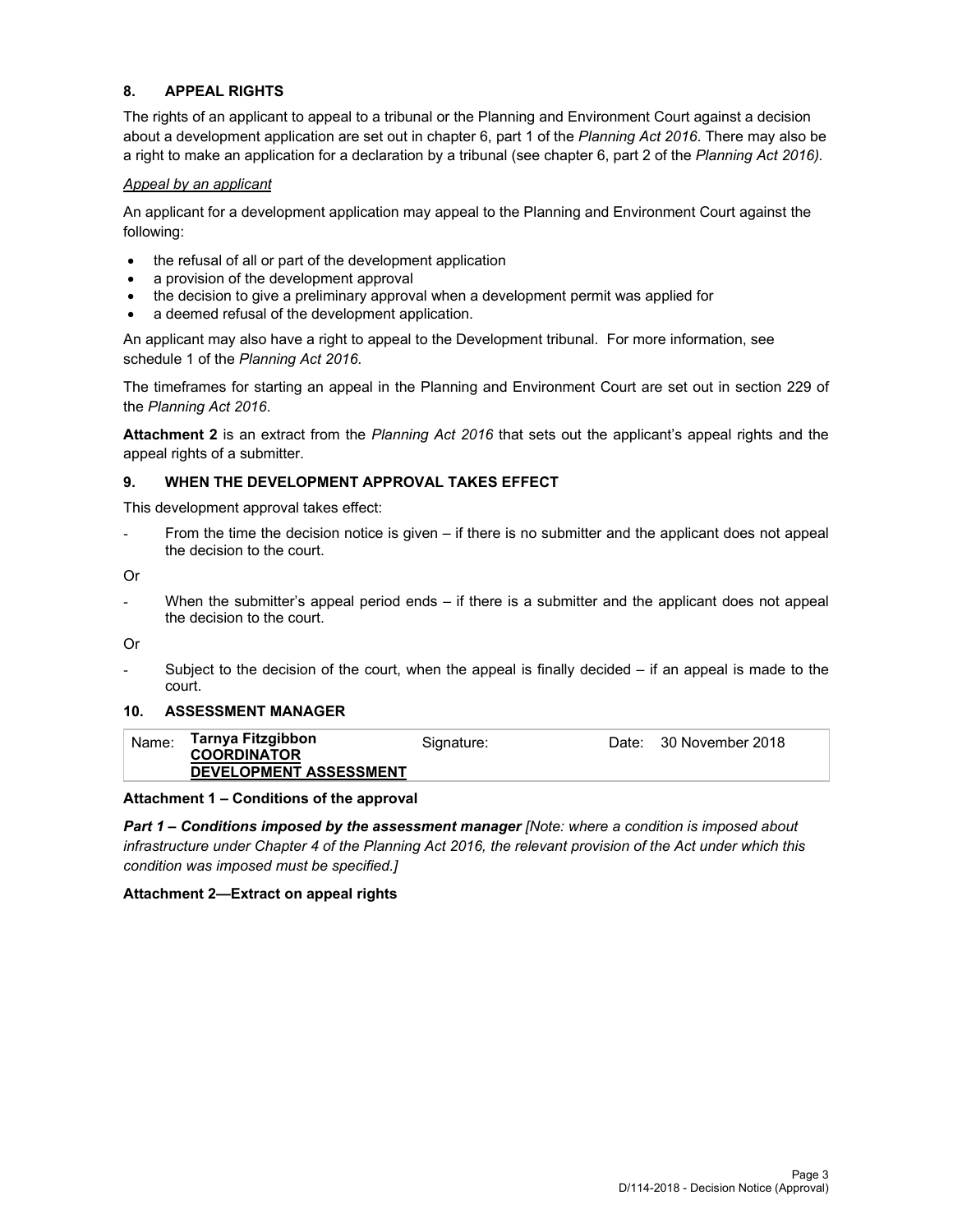## 8. APPEAL RIGHTS

The rights of an applicant to appeal to a tribunal or the Planning and Environment Court against a decision about a development application are set out in chapter 6, part 1 of the *Planning Act 2016*. There may also be a right to make an application for a declaration by a tribunal (see chapter 6, part 2 of the *Planning Act 2016).*

*Appeal by an applicant*

An applicant for a development application may appeal to the Planning and Environment Court against the following:

- the refusal of all or part of the development application
- a provision of the development approval
- the decision to give a preliminary approval when a development permit was applied for
- a deemed refusal of the development application.

An applicant may also have a right to appeal to the Development tribunal. For more information, see schedule 1 of the *Planning Act 2016*.

The timeframes for starting an appeal in the Planning and Environment Court are set out in section 229 of the *Planning Act 2016*.

**Attachment 2** is an extract from the *Planning Act 2016* that sets out the applicant's appeal rights and the appeal rights of a submitter.

## 9. WHEN THE DEVELOPMENT APPROVAL TAKES EFFECT

This development approval takes effect:

- From the time the decision notice is given – if there is no submitter and the applicant does not appeal the decision to the court.

Or

- When the submitter's appeal period ends – if there is a submitter and the applicant does not appeal the decision to the court.

Or

- Subject to the decision of the court, when the appeal is finally decided – if an appeal is made to the court.

## 10. ASSESSMENT MANAGER

| Name: | **Tarnya Fitzgibbon**<br>**COORDINATOR**<br>**DEVELOPMENT ASSESSMENT** | Signature: | Date: | 30 November 2018 |
|---|---|---|---|---|

**Attachment 1 – Conditions of the approval**

***Part 1 – Conditions imposed by the assessment manager*** *[Note: where a condition is imposed about infrastructure under Chapter 4 of the Planning Act 2016, the relevant provision of the Act under which this condition was imposed must be specified.]*

**Attachment 2—Extract on appeal rights**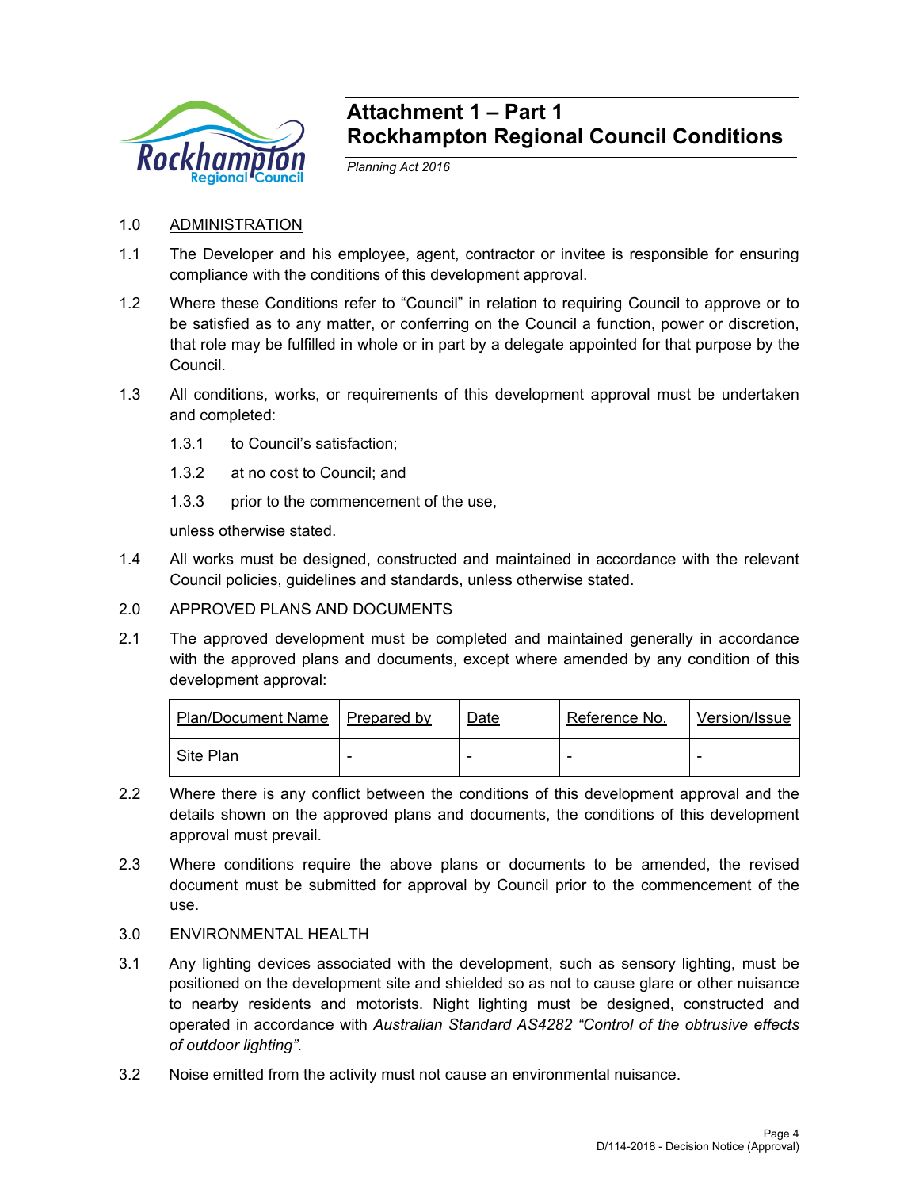# Attachment 1 – Part 1
# Rockhampton Regional Council Conditions

*Planning Act 2016*

1.0 ADMINISTRATION

1.1 The Developer and his employee, agent, contractor or invitee is responsible for ensuring compliance with the conditions of this development approval.

1.2 Where these Conditions refer to "Council" in relation to requiring Council to approve or to be satisfied as to any matter, or conferring on the Council a function, power or discretion, that role may be fulfilled in whole or in part by a delegate appointed for that purpose by the Council.

1.3 All conditions, works, or requirements of this development approval must be undertaken and completed:

1.3.1 to Council's satisfaction;

1.3.2 at no cost to Council; and

1.3.3 prior to the commencement of the use,

unless otherwise stated.

1.4 All works must be designed, constructed and maintained in accordance with the relevant Council policies, guidelines and standards, unless otherwise stated.

2.0 APPROVED PLANS AND DOCUMENTS

2.1 The approved development must be completed and maintained generally in accordance with the approved plans and documents, except where amended by any condition of this development approval:

| Plan/Document Name | Prepared by | Date | Reference No. | Version/Issue |
|---|---|---|---|---|
| Site Plan | - | - | - | - |

2.2 Where there is any conflict between the conditions of this development approval and the details shown on the approved plans and documents, the conditions of this development approval must prevail.

2.3 Where conditions require the above plans or documents to be amended, the revised document must be submitted for approval by Council prior to the commencement of the use.

3.0 ENVIRONMENTAL HEALTH

3.1 Any lighting devices associated with the development, such as sensory lighting, must be positioned on the development site and shielded so as not to cause glare or other nuisance to nearby residents and motorists. Night lighting must be designed, constructed and operated in accordance with *Australian Standard AS4282 "Control of the obtrusive effects of outdoor lighting"*.

3.2 Noise emitted from the activity must not cause an environmental nuisance.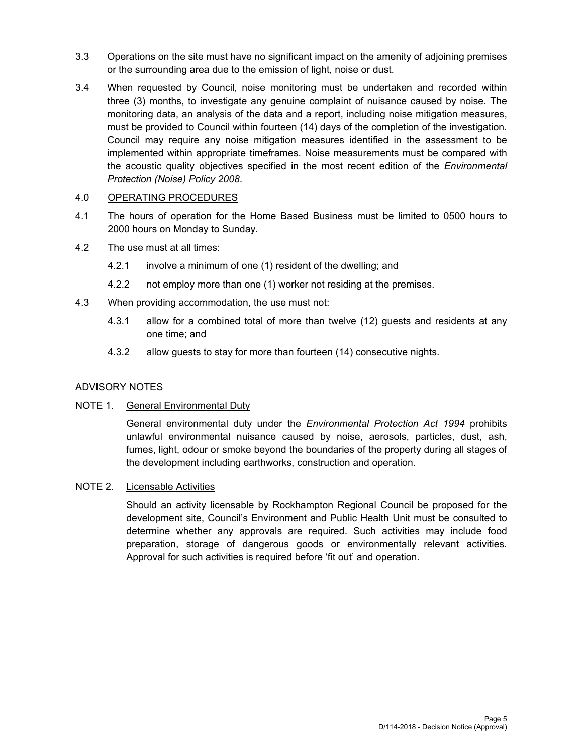3.3 Operations on the site must have no significant impact on the amenity of adjoining premises or the surrounding area due to the emission of light, noise or dust.

3.4 When requested by Council, noise monitoring must be undertaken and recorded within three (3) months, to investigate any genuine complaint of nuisance caused by noise. The monitoring data, an analysis of the data and a report, including noise mitigation measures, must be provided to Council within fourteen (14) days of the completion of the investigation. Council may require any noise mitigation measures identified in the assessment to be implemented within appropriate timeframes. Noise measurements must be compared with the acoustic quality objectives specified in the most recent edition of the *Environmental Protection (Noise) Policy 2008*.

4.0 OPERATING PROCEDURES

4.1 The hours of operation for the Home Based Business must be limited to 0500 hours to 2000 hours on Monday to Sunday.

4.2 The use must at all times:

4.2.1 involve a minimum of one (1) resident of the dwelling; and

4.2.2 not employ more than one (1) worker not residing at the premises.

4.3 When providing accommodation, the use must not:

4.3.1 allow for a combined total of more than twelve (12) guests and residents at any one time; and

4.3.2 allow guests to stay for more than fourteen (14) consecutive nights.

ADVISORY NOTES

NOTE 1. General Environmental Duty

General environmental duty under the *Environmental Protection Act 1994* prohibits unlawful environmental nuisance caused by noise, aerosols, particles, dust, ash, fumes, light, odour or smoke beyond the boundaries of the property during all stages of the development including earthworks, construction and operation.

NOTE 2. Licensable Activities

Should an activity licensable by Rockhampton Regional Council be proposed for the development site, Council's Environment and Public Health Unit must be consulted to determine whether any approvals are required. Such activities may include food preparation, storage of dangerous goods or environmentally relevant activities. Approval for such activities is required before 'fit out' and operation.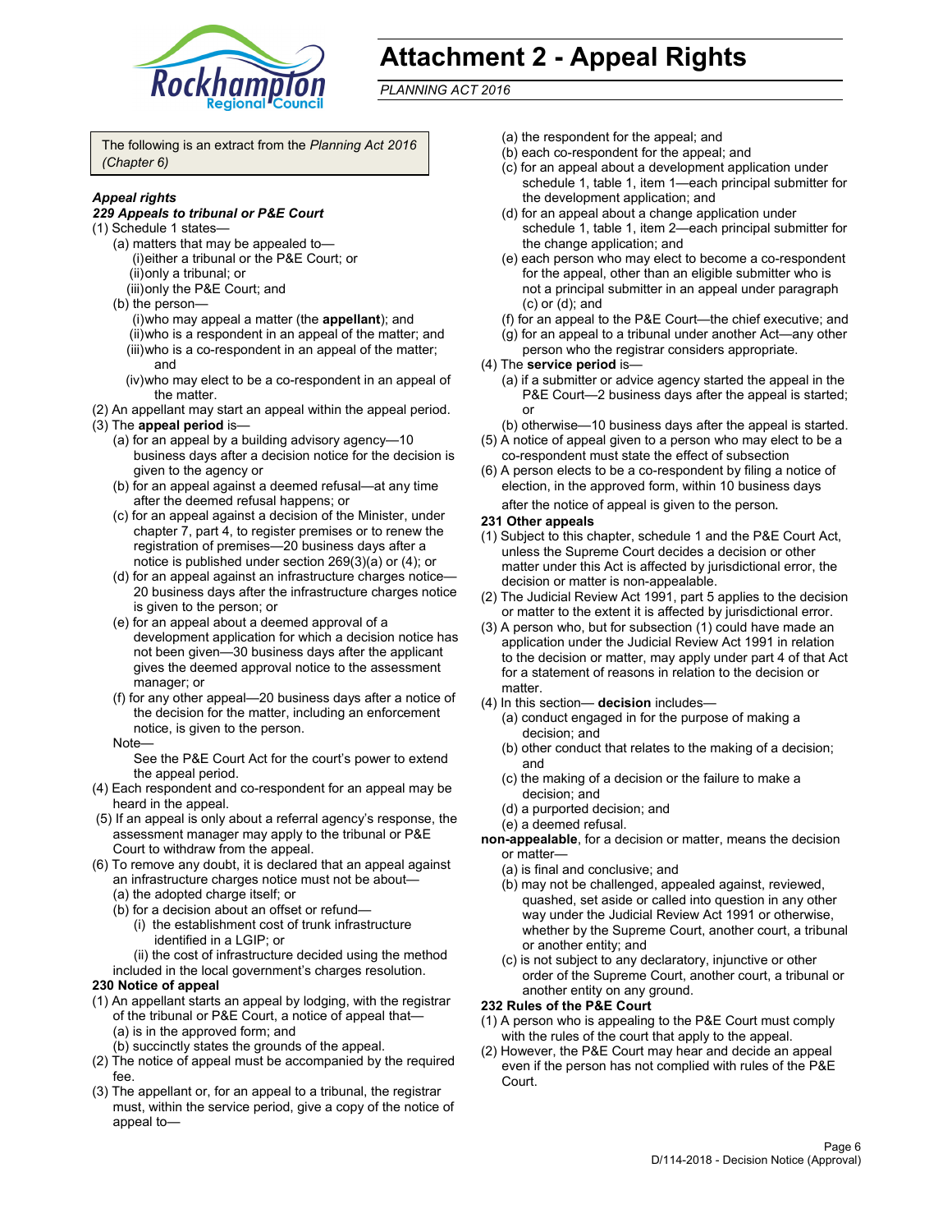# Attachment 2 - Appeal Rights

*PLANNING ACT 2016*

The following is an extract from the *Planning Act 2016 (Chapter 6)*

***Appeal rights***

***229 Appeals to tribunal or P&E Court***

(1) Schedule 1 states—

(a) matters that may be appealed to—

(i) either a tribunal or the P&E Court; or

(ii) only a tribunal; or

(iii) only the P&E Court; and

(b) the person—

(i) who may appeal a matter (the **appellant**); and

(ii) who is a respondent in an appeal of the matter; and

(iii) who is a co-respondent in an appeal of the matter; and

(iv) who may elect to be a co-respondent in an appeal of the matter.

(2) An appellant may start an appeal within the appeal period.

(3) The **appeal period** is—

(a) for an appeal by a building advisory agency—10 business days after a decision notice for the decision is given to the agency or

(b) for an appeal against a deemed refusal—at any time after the deemed refusal happens; or

(c) for an appeal against a decision of the Minister, under chapter 7, part 4, to register premises or to renew the registration of premises—20 business days after a notice is published under section 269(3)(a) or (4); or

(d) for an appeal against an infrastructure charges notice— 20 business days after the infrastructure charges notice is given to the person; or

(e) for an appeal about a deemed approval of a development application for which a decision notice has not been given—30 business days after the applicant gives the deemed approval notice to the assessment manager; or

(f) for any other appeal—20 business days after a notice of the decision for the matter, including an enforcement notice, is given to the person.

Note—

See the P&E Court Act for the court's power to extend the appeal period.

(4) Each respondent and co-respondent for an appeal may be heard in the appeal.

(5) If an appeal is only about a referral agency's response, the assessment manager may apply to the tribunal or P&E Court to withdraw from the appeal.

(6) To remove any doubt, it is declared that an appeal against an infrastructure charges notice must not be about—

(a) the adopted charge itself; or

(b) for a decision about an offset or refund—

(i) the establishment cost of trunk infrastructure identified in a LGIP; or

(ii) the cost of infrastructure decided using the method included in the local government's charges resolution.

**230 Notice of appeal**

(1) An appellant starts an appeal by lodging, with the registrar of the tribunal or P&E Court, a notice of appeal that—

(a) is in the approved form; and

(b) succinctly states the grounds of the appeal.

(2) The notice of appeal must be accompanied by the required fee.

(3) The appellant or, for an appeal to a tribunal, the registrar must, within the service period, give a copy of the notice of appeal to—

(a) the respondent for the appeal; and

(b) each co-respondent for the appeal; and

(c) for an appeal about a development application under schedule 1, table 1, item 1—each principal submitter for the development application; and

(d) for an appeal about a change application under schedule 1, table 1, item 2—each principal submitter for the change application; and

(e) each person who may elect to become a co-respondent for the appeal, other than an eligible submitter who is not a principal submitter in an appeal under paragraph (c) or (d); and

(f) for an appeal to the P&E Court—the chief executive; and

(g) for an appeal to a tribunal under another Act—any other person who the registrar considers appropriate.

(4) The **service period** is—

(a) if a submitter or advice agency started the appeal in the P&E Court—2 business days after the appeal is started; or

(b) otherwise—10 business days after the appeal is started.

(5) A notice of appeal given to a person who may elect to be a co-respondent must state the effect of subsection

(6) A person elects to be a co-respondent by filing a notice of election, in the approved form, within 10 business days after the notice of appeal is given to the person.

**231 Other appeals**

(1) Subject to this chapter, schedule 1 and the P&E Court Act, unless the Supreme Court decides a decision or other matter under this Act is affected by jurisdictional error, the decision or matter is non-appealable.

(2) The Judicial Review Act 1991, part 5 applies to the decision or matter to the extent it is affected by jurisdictional error.

(3) A person who, but for subsection (1) could have made an application under the Judicial Review Act 1991 in relation to the decision or matter, may apply under part 4 of that Act for a statement of reasons in relation to the decision or matter.

(4) In this section— **decision** includes—

(a) conduct engaged in for the purpose of making a decision; and

(b) other conduct that relates to the making of a decision; and

(c) the making of a decision or the failure to make a decision; and

(d) a purported decision; and

(e) a deemed refusal.

**non-appealable**, for a decision or matter, means the decision or matter—

(a) is final and conclusive; and

(b) may not be challenged, appealed against, reviewed, quashed, set aside or called into question in any other way under the Judicial Review Act 1991 or otherwise, whether by the Supreme Court, another court, a tribunal or another entity; and

(c) is not subject to any declaratory, injunctive or other order of the Supreme Court, another court, a tribunal or another entity on any ground.

**232 Rules of the P&E Court**

(1) A person who is appealing to the P&E Court must comply with the rules of the court that apply to the appeal.

(2) However, the P&E Court may hear and decide an appeal even if the person has not complied with rules of the P&E Court.

D/114-2018 - Decision Notice (Approval)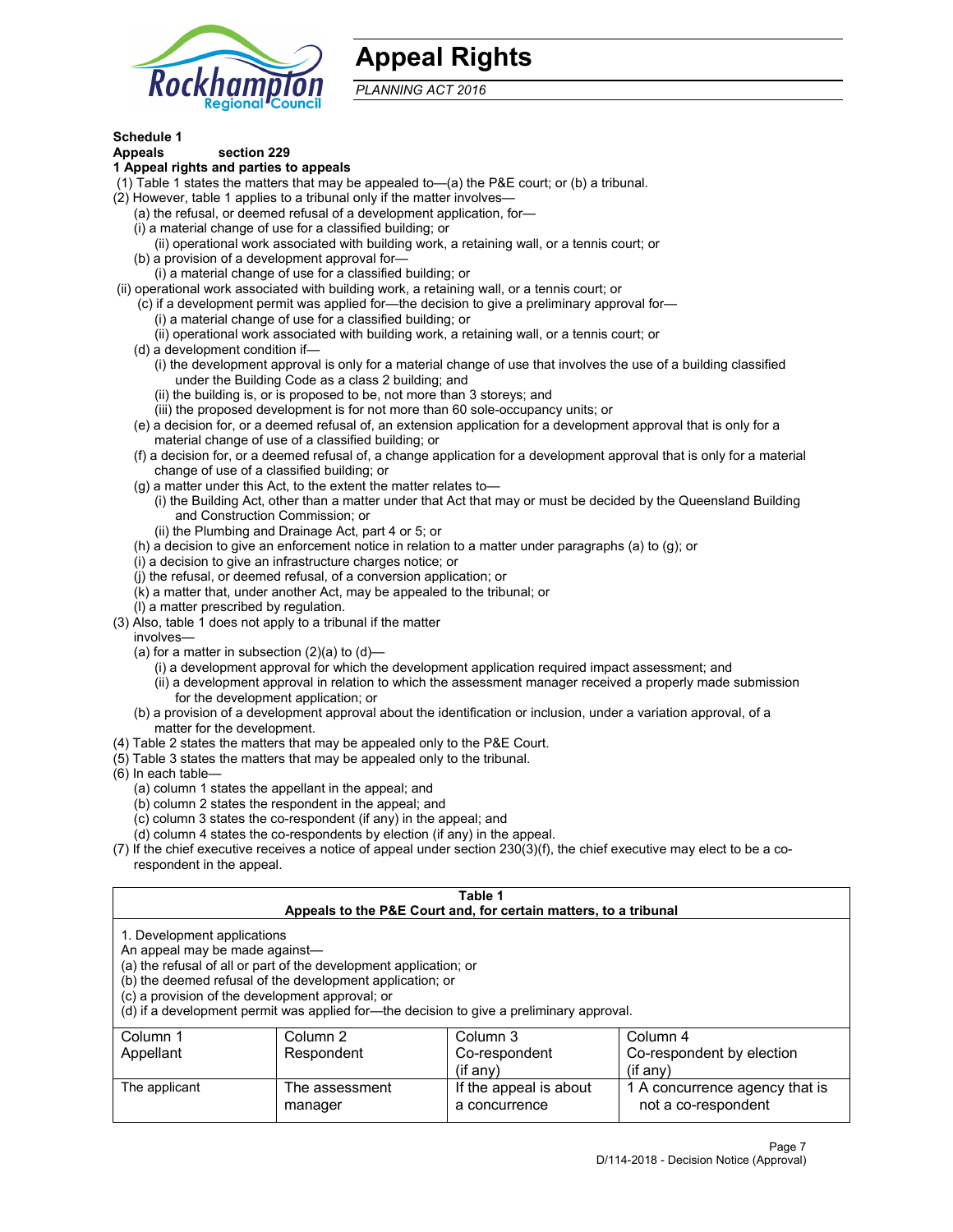# Appeal Rights

*PLANNING ACT 2016*

**Schedule 1**
**Appeals section 229**
**1 Appeal rights and parties to appeals**

(1) Table 1 states the matters that may be appealed to—(a) the P&E court; or (b) a tribunal.
(2) However, table 1 applies to a tribunal only if the matter involves—
- (a) the refusal, or deemed refusal of a development application, for—
  - (i) a material change of use for a classified building; or
  - (ii) operational work associated with building work, a retaining wall, or a tennis court; or
- (b) a provision of a development approval for—
  - (i) a material change of use for a classified building; or
  - (ii) operational work associated with building work, a retaining wall, or a tennis court; or
- (c) if a development permit was applied for—the decision to give a preliminary approval for—
  - (i) a material change of use for a classified building; or
  - (ii) operational work associated with building work, a retaining wall, or a tennis court; or
- (d) a development condition if—
  - (i) the development approval is only for a material change of use that involves the use of a building classified under the Building Code as a class 2 building; and
  - (ii) the building is, or is proposed to be, not more than 3 storeys; and
  - (iii) the proposed development is for not more than 60 sole-occupancy units; or
- (e) a decision for, or a deemed refusal of, an extension application for a development approval that is only for a material change of use of a classified building; or
- (f) a decision for, or a deemed refusal of, a change application for a development approval that is only for a material change of use of a classified building; or
- (g) a matter under this Act, to the extent the matter relates to—
  - (i) the Building Act, other than a matter under that Act that may or must be decided by the Queensland Building and Construction Commission; or
  - (ii) the Plumbing and Drainage Act, part 4 or 5; or
- (h) a decision to give an enforcement notice in relation to a matter under paragraphs (a) to (g); or
- (i) a decision to give an infrastructure charges notice; or
- (j) the refusal, or deemed refusal, of a conversion application; or
- (k) a matter that, under another Act, may be appealed to the tribunal; or
- (l) a matter prescribed by regulation.

(3) Also, table 1 does not apply to a tribunal if the matter involves—
- (a) for a matter in subsection (2)(a) to (d)—
  - (i) a development approval for which the development application required impact assessment; and
  - (ii) a development approval in relation to which the assessment manager received a properly made submission for the development application; or
- (b) a provision of a development approval about the identification or inclusion, under a variation approval, of a matter for the development.

(4) Table 2 states the matters that may be appealed only to the P&E Court.
(5) Table 3 states the matters that may be appealed only to the tribunal.
(6) In each table—
- (a) column 1 states the appellant in the appeal; and
- (b) column 2 states the respondent in the appeal; and
- (c) column 3 states the co-respondent (if any) in the appeal; and
- (d) column 4 states the co-respondents by election (if any) in the appeal.

(7) If the chief executive receives a notice of appeal under section 230(3)(f), the chief executive may elect to be a co-respondent in the appeal.

**Table 1**
**Appeals to the P&E Court and, for certain matters, to a tribunal**

1. Development applications
An appeal may be made against—
(a) the refusal of all or part of the development application; or
(b) the deemed refusal of the development application; or
(c) a provision of the development approval; or
(d) if a development permit was applied for—the decision to give a preliminary approval.

| Column 1<br>Appellant | Column 2<br>Respondent | Column 3<br>Co-respondent<br>(if any) | Column 4<br>Co-respondent by election<br>(if any) |
|---|---|---|---|
| The applicant | The assessment manager | If the appeal is about a concurrence | 1 A concurrence agency that is not a co-respondent |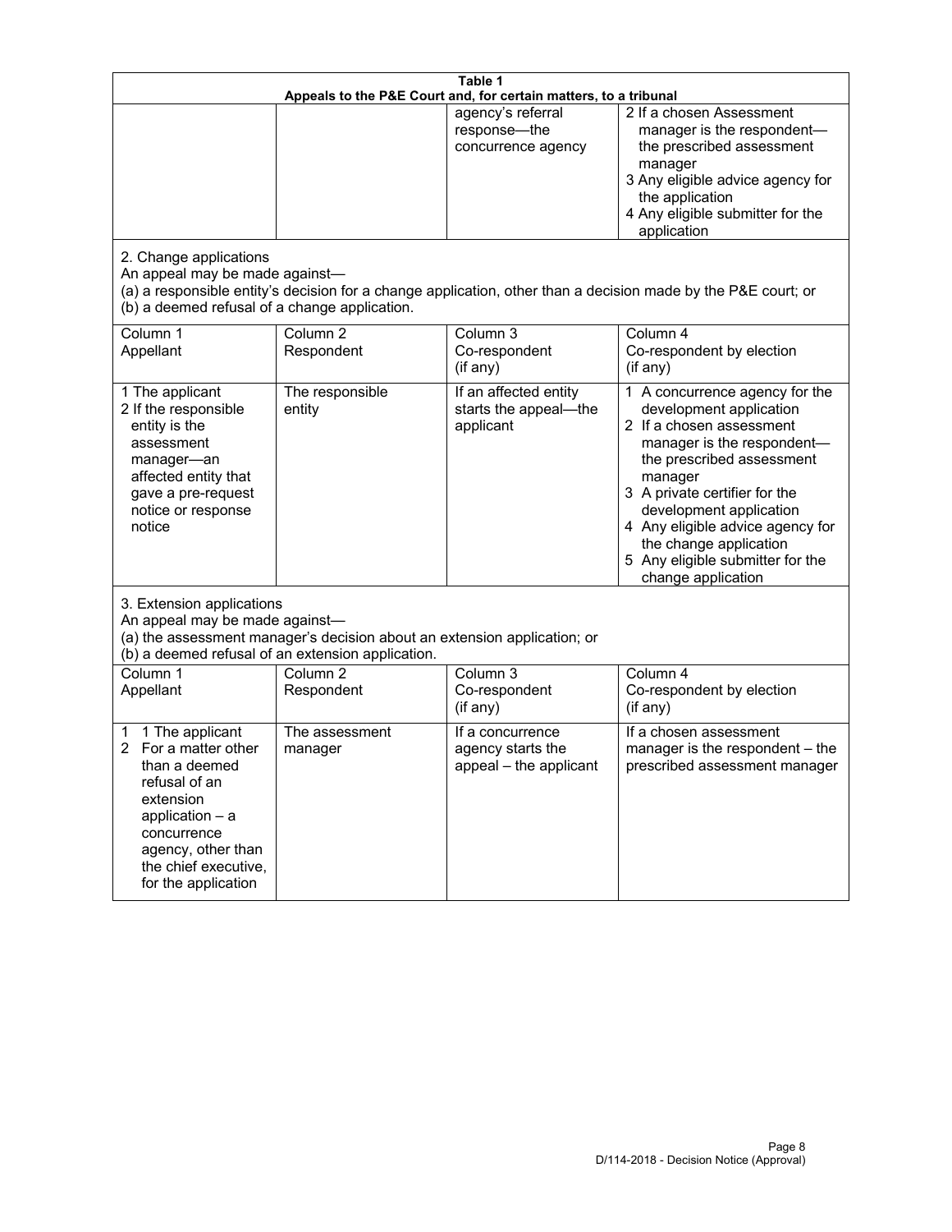**Table 1**
**Appeals to the P&E Court and, for certain matters, to a tribunal**

| | | | |
|---|---|---|---|
| | | agency's referral response—the concurrence agency | 2 If a chosen Assessment manager is the respondent—the prescribed assessment manager<br>3 Any eligible advice agency for the application<br>4 Any eligible submitter for the application |

2. Change applications
An appeal may be made against—
(a) a responsible entity's decision for a change application, other than a decision made by the P&E court; or
(b) a deemed refusal of a change application.

| Column 1<br>Appellant | Column 2<br>Respondent | Column 3<br>Co-respondent<br>(if any) | Column 4<br>Co-respondent by election<br>(if any) |
|---|---|---|---|
| 1 The applicant<br>2 If the responsible entity is the assessment manager—an affected entity that gave a pre-request notice or response notice | The responsible entity | If an affected entity starts the appeal—the applicant | 1 A concurrence agency for the development application<br>2 If a chosen assessment manager is the respondent—the prescribed assessment manager<br>3 A private certifier for the development application<br>4 Any eligible advice agency for the change application<br>5 Any eligible submitter for the change application |

3. Extension applications
An appeal may be made against—
(a) the assessment manager's decision about an extension application; or
(b) a deemed refusal of an extension application.

| Column 1<br>Appellant | Column 2<br>Respondent | Column 3<br>Co-respondent<br>(if any) | Column 4<br>Co-respondent by election<br>(if any) |
|---|---|---|---|
| 1 1 The applicant<br>2 For a matter other than a deemed refusal of an extension application – a concurrence agency, other than the chief executive, for the application | The assessment manager | If a concurrence agency starts the appeal – the applicant | If a chosen assessment manager is the respondent – the prescribed assessment manager |

D/114-2018 - Decision Notice (Approval)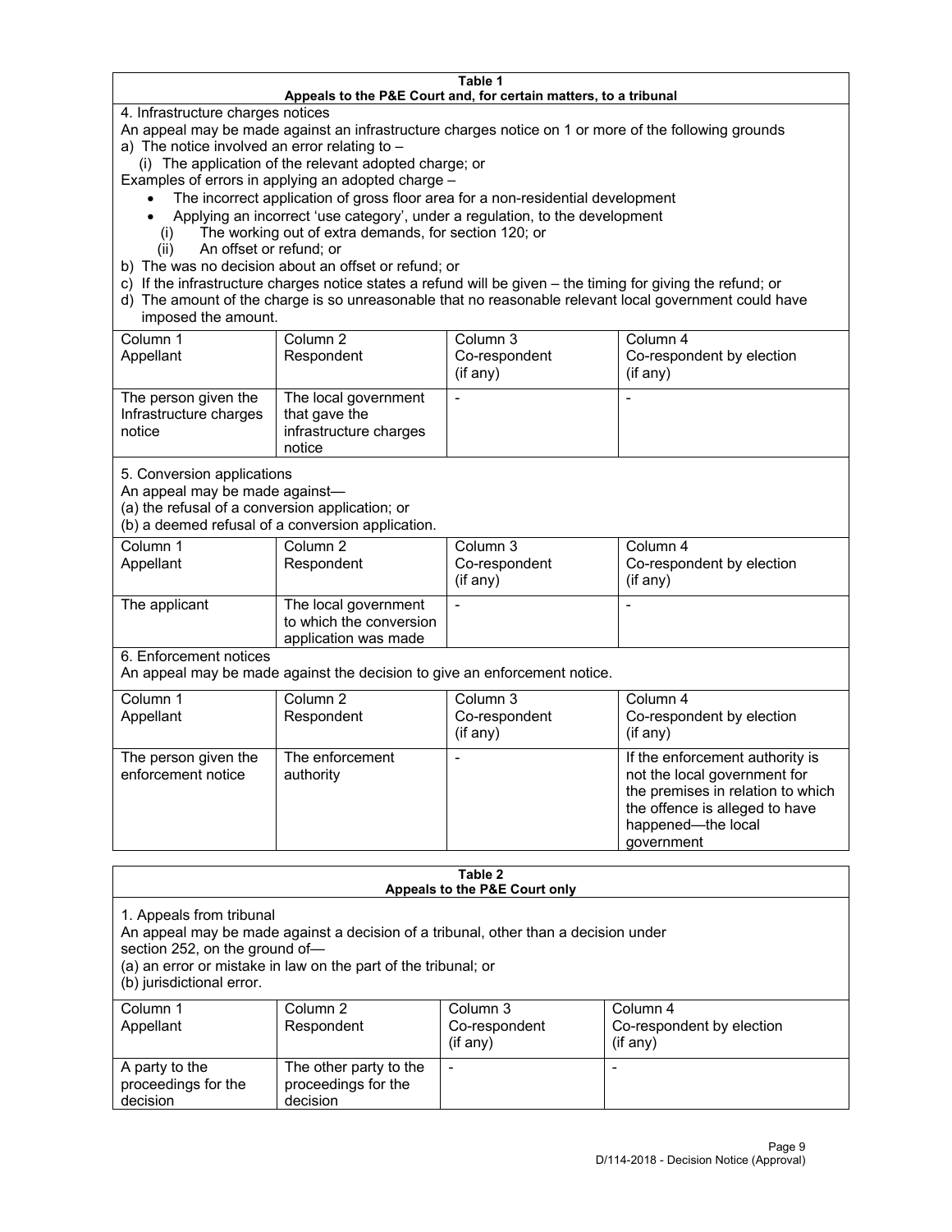**Table 1**
**Appeals to the P&E Court and, for certain matters, to a tribunal**

4. Infrastructure charges notices

An appeal may be made against an infrastructure charges notice on 1 or more of the following grounds

a) The notice involved an error relating to –
   (i) The application of the relevant adopted charge; or

Examples of errors in applying an adopted charge –

- The incorrect application of gross floor area for a non-residential development
- Applying an incorrect 'use category', under a regulation, to the development

   (i) The working out of extra demands, for section 120; or
   (ii) An offset or refund; or

b) The was no decision about an offset or refund; or

c) If the infrastructure charges notice states a refund will be given – the timing for giving the refund; or

d) The amount of the charge is so unreasonable that no reasonable relevant local government could have imposed the amount.

| Column 1 Appellant | Column 2 Respondent | Column 3 Co-respondent (if any) | Column 4 Co-respondent by election (if any) |
|---|---|---|---|
| The person given the Infrastructure charges notice | The local government that gave the infrastructure charges notice | - | - |

5. Conversion applications

An appeal may be made against—
(a) the refusal of a conversion application; or
(b) a deemed refusal of a conversion application.

| Column 1 Appellant | Column 2 Respondent | Column 3 Co-respondent (if any) | Column 4 Co-respondent by election (if any) |
|---|---|---|---|
| The applicant | The local government to which the conversion application was made | - | - |

6. Enforcement notices

An appeal may be made against the decision to give an enforcement notice.

| Column 1 Appellant | Column 2 Respondent | Column 3 Co-respondent (if any) | Column 4 Co-respondent by election (if any) |
|---|---|---|---|
| The person given the enforcement notice | The enforcement authority | - | If the enforcement authority is not the local government for the premises in relation to which the offence is alleged to have happened—the local government |

**Table 2**
**Appeals to the P&E Court only**

1. Appeals from tribunal

An appeal may be made against a decision of a tribunal, other than a decision under section 252, on the ground of—
(a) an error or mistake in law on the part of the tribunal; or
(b) jurisdictional error.

| Column 1 Appellant | Column 2 Respondent | Column 3 Co-respondent (if any) | Column 4 Co-respondent by election (if any) |
|---|---|---|---|
| A party to the proceedings for the decision | The other party to the proceedings for the decision | - | - |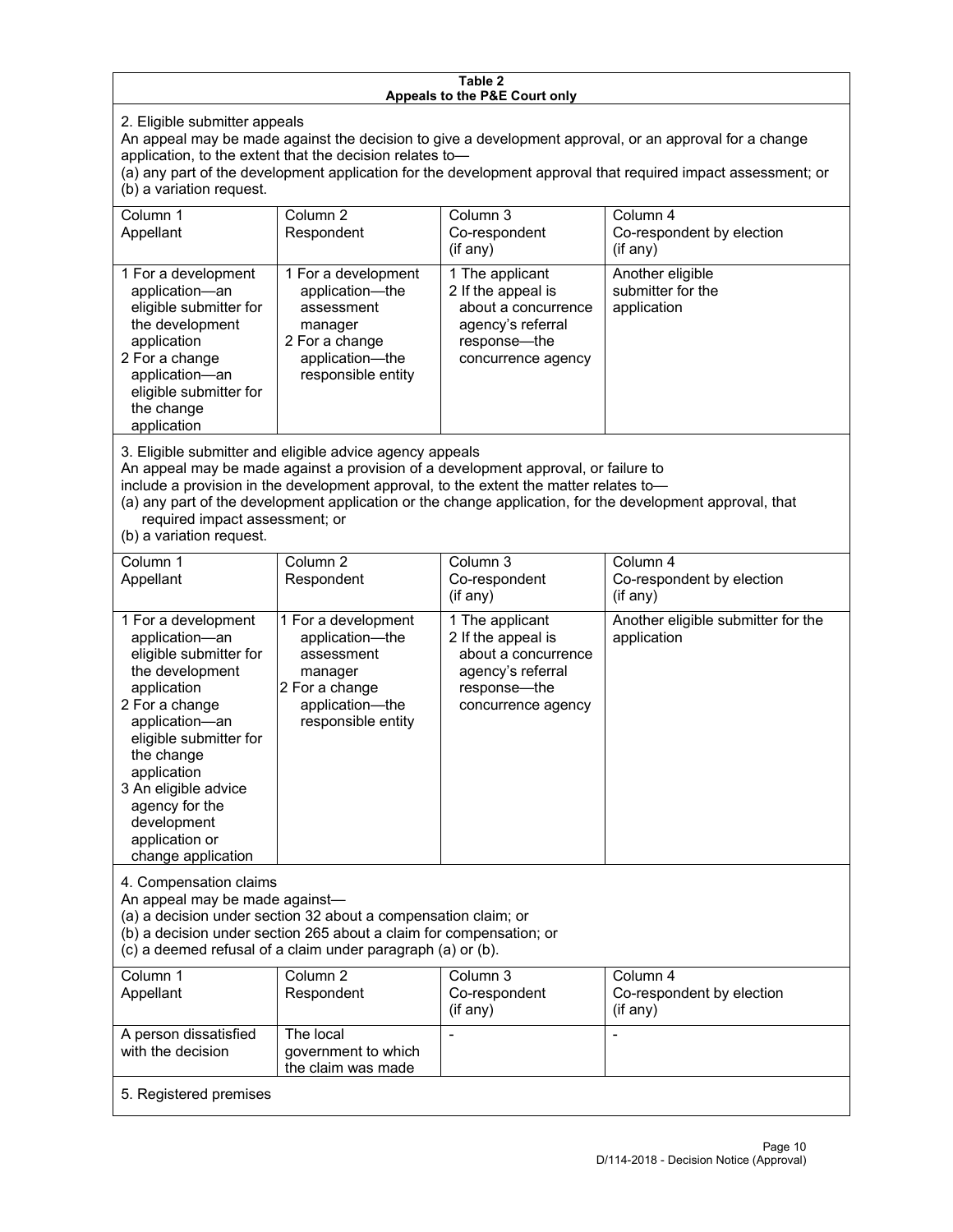**Table 2**
**Appeals to the P&E Court only**

2. Eligible submitter appeals

An appeal may be made against the decision to give a development approval, or an approval for a change application, to the extent that the decision relates to—

(a) any part of the development application for the development approval that required impact assessment; or

(b) a variation request.

| Column 1<br>Appellant | Column 2<br>Respondent | Column 3<br>Co-respondent<br>(if any) | Column 4<br>Co-respondent by election<br>(if any) |
|---|---|---|---|
| 1 For a development application—an eligible submitter for the development application<br>2 For a change application—an eligible submitter for the change application | 1 For a development application—the assessment manager<br>2 For a change application—the responsible entity | 1 The applicant<br>2 If the appeal is about a concurrence agency's referral response—the concurrence agency | Another eligible submitter for the application |

3. Eligible submitter and eligible advice agency appeals

An appeal may be made against a provision of a development approval, or failure to include a provision in the development approval, to the extent the matter relates to—

(a) any part of the development application or the change application, for the development approval, that required impact assessment; or

(b) a variation request.

| Column 1<br>Appellant | Column 2<br>Respondent | Column 3<br>Co-respondent<br>(if any) | Column 4<br>Co-respondent by election<br>(if any) |
|---|---|---|---|
| 1 For a development application—an eligible submitter for the development application<br>2 For a change application—an eligible submitter for the change application<br>3 An eligible advice agency for the development application or change application | 1 For a development application—the assessment manager<br>2 For a change application—the responsible entity | 1 The applicant<br>2 If the appeal is about a concurrence agency's referral response—the concurrence agency | Another eligible submitter for the application |

4. Compensation claims

An appeal may be made against—

(a) a decision under section 32 about a compensation claim; or

(b) a decision under section 265 about a claim for compensation; or

(c) a deemed refusal of a claim under paragraph (a) or (b).

| Column 1<br>Appellant | Column 2<br>Respondent | Column 3<br>Co-respondent<br>(if any) | Column 4<br>Co-respondent by election<br>(if any) |
|---|---|---|---|
| A person dissatisfied with the decision | The local government to which the claim was made | - | - |

5. Registered premises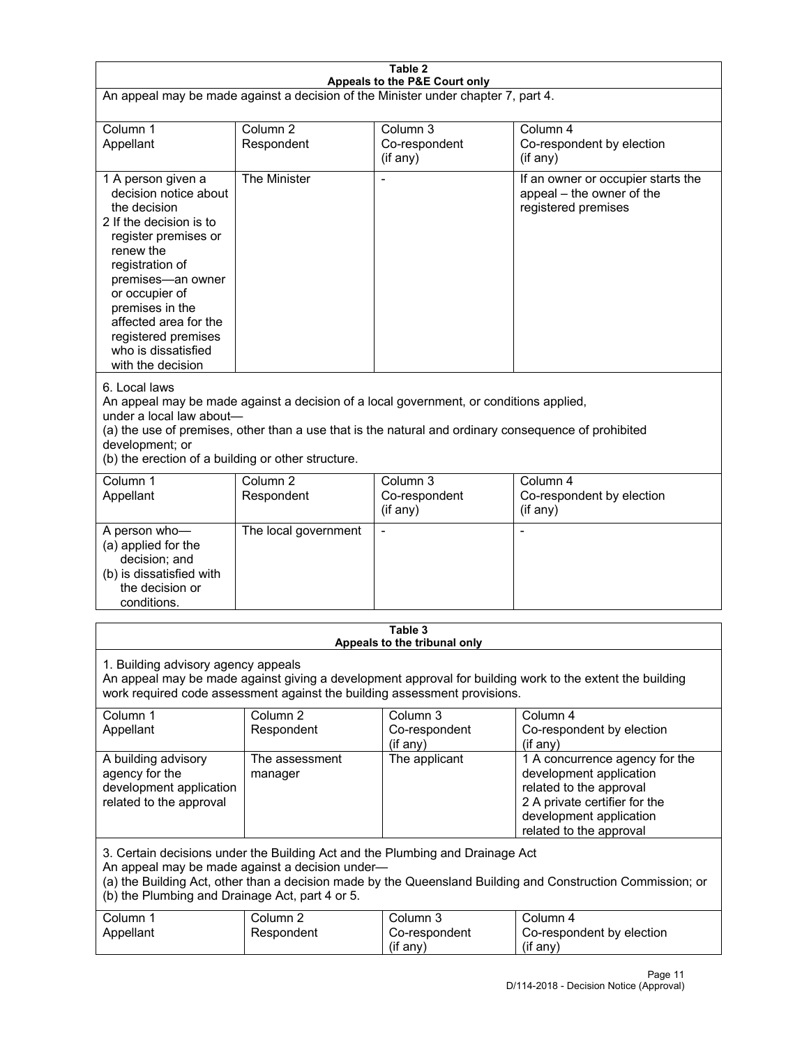**Table 2**
**Appeals to the P&E Court only**

An appeal may be made against a decision of the Minister under chapter 7, part 4.

| Column 1 Appellant | Column 2 Respondent | Column 3 Co-respondent (if any) | Column 4 Co-respondent by election (if any) |
|---|---|---|---|
| 1 A person given a decision notice about the decision 2 If the decision is to register premises or renew the registration of premises—an owner or occupier of premises in the affected area for the registered premises who is dissatisfied with the decision | The Minister | - | If an owner or occupier starts the appeal – the owner of the registered premises |

6. Local laws

An appeal may be made against a decision of a local government, or conditions applied, under a local law about—

(a) the use of premises, other than a use that is the natural and ordinary consequence of prohibited development; or

(b) the erection of a building or other structure.

| Column 1 Appellant | Column 2 Respondent | Column 3 Co-respondent (if any) | Column 4 Co-respondent by election (if any) |
|---|---|---|---|
| A person who— (a) applied for the decision; and (b) is dissatisfied with the decision or conditions. | The local government | - | - |

**Table 3**
**Appeals to the tribunal only**

1. Building advisory agency appeals

An appeal may be made against giving a development approval for building work to the extent the building work required code assessment against the building assessment provisions.

| Column 1 Appellant | Column 2 Respondent | Column 3 Co-respondent (if any) | Column 4 Co-respondent by election (if any) |
|---|---|---|---|
| A building advisory agency for the development application related to the approval | The assessment manager | The applicant | 1 A concurrence agency for the development application related to the approval 2 A private certifier for the development application related to the approval |

3. Certain decisions under the Building Act and the Plumbing and Drainage Act

An appeal may be made against a decision under—

(a) the Building Act, other than a decision made by the Queensland Building and Construction Commission; or

(b) the Plumbing and Drainage Act, part 4 or 5.

| Column 1 Appellant | Column 2 Respondent | Column 3 Co-respondent (if any) | Column 4 Co-respondent by election (if any) |
|---|---|---|---|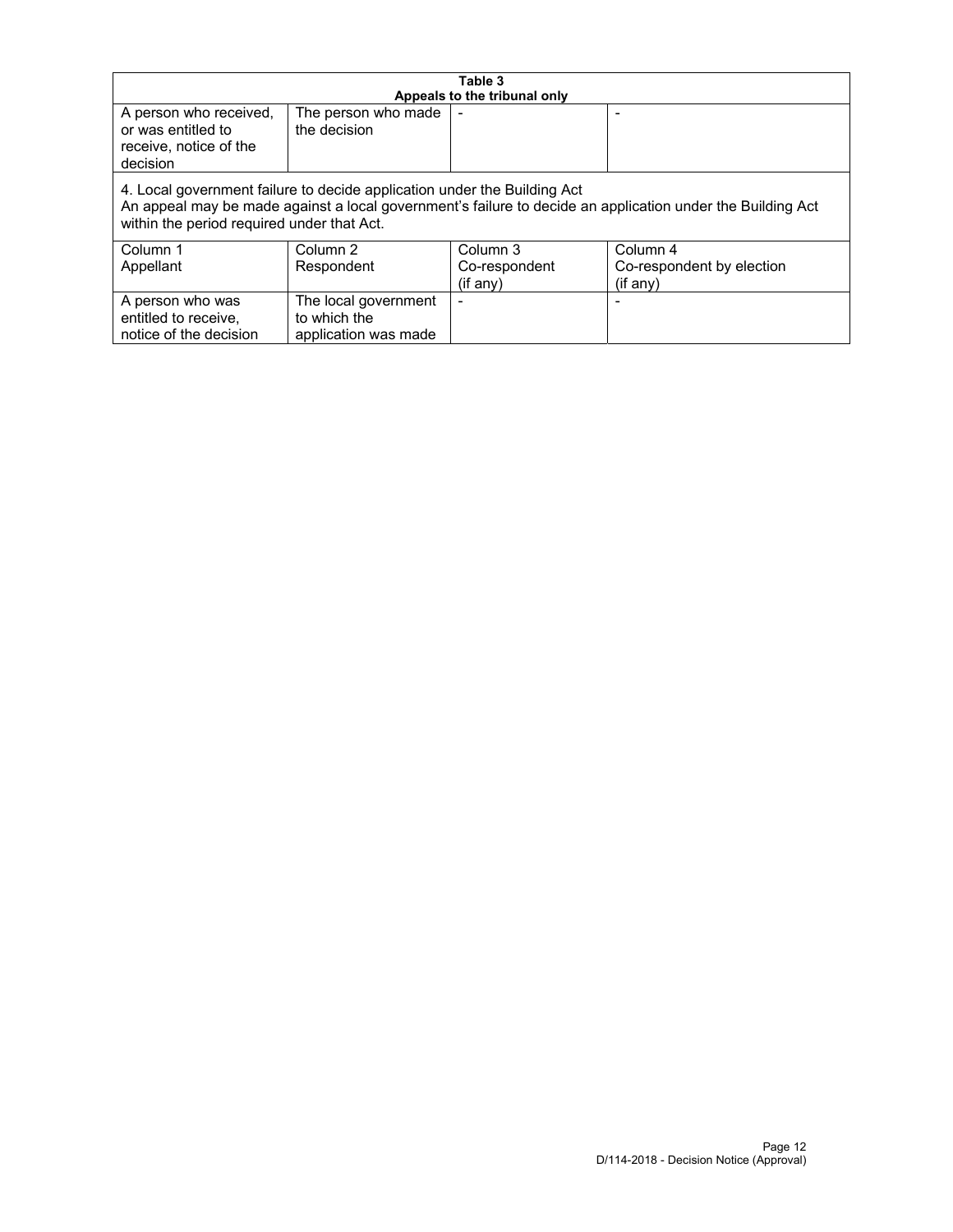| | | | |
|---|---|---|---|
| **Table 3**<br>**Appeals to the tribunal only** | | | |
| A person who received, or was entitled to receive, notice of the decision | The person who made the decision | - | - |

4. Local government failure to decide application under the Building Act
An appeal may be made against a local government's failure to decide an application under the Building Act within the period required under that Act.

| Column 1<br>Appellant | Column 2<br>Respondent | Column 3<br>Co-respondent<br>(if any) | Column 4<br>Co-respondent by election<br>(if any) |
|---|---|---|---|
| A person who was entitled to receive, notice of the decision | The local government to which the application was made | - | - |